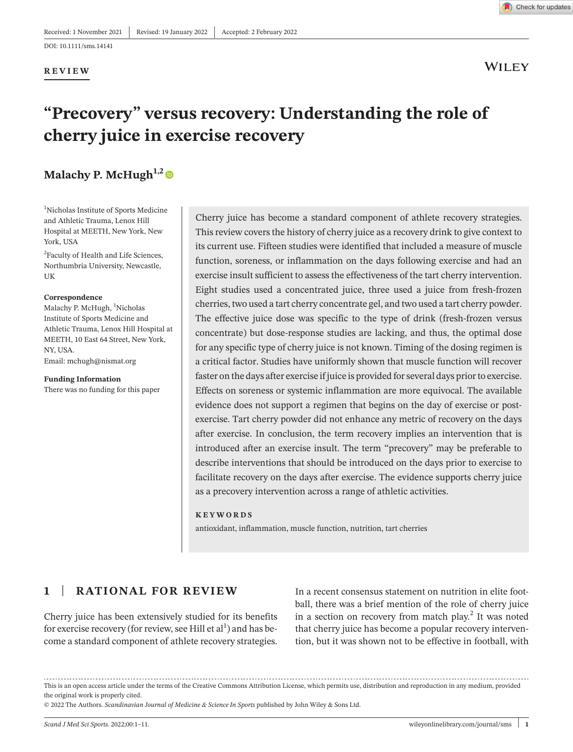Received: 1 November 2021 | Revised: 19 January 2022 | Accepted: 2 February 2022

DOI: 10.1111/sms.14141

**REVIEW**

# "Precovery" versus recovery: Understanding the role of cherry juice in exercise recovery

**Malachy P. McHugh**[1,2]

[1]Nicholas Institute of Sports Medicine and Athletic Trauma, Lenox Hill Hospital at MEETH, New York, New York, USA

[2]Faculty of Health and Life Sciences, Northumbria University, Newcastle, UK

**Correspondence**
Malachy P. McHugh, [1]Nicholas Institute of Sports Medicine and Athletic Trauma, Lenox Hill Hospital at MEETH, 10 East 64 Street, New York, NY, USA.
Email: mchugh@nismat.org

**Funding Information**
There was no funding for this paper

Cherry juice has become a standard component of athlete recovery strategies. This review covers the history of cherry juice as a recovery drink to give context to its current use. Fifteen studies were identified that included a measure of muscle function, soreness, or inflammation on the days following exercise and had an exercise insult sufficient to assess the effectiveness of the tart cherry intervention. Eight studies used a concentrated juice, three used a juice from fresh-frozen cherries, two used a tart cherry concentrate gel, and two used a tart cherry powder. The effective juice dose was specific to the type of drink (fresh-frozen versus concentrate) but dose-response studies are lacking, and thus, the optimal dose for any specific type of cherry juice is not known. Timing of the dosing regimen is a critical factor. Studies have uniformly shown that muscle function will recover faster on the days after exercise if juice is provided for several days prior to exercise. Effects on soreness or systemic inflammation are more equivocal. The available evidence does not support a regimen that begins on the day of exercise or post-exercise. Tart cherry powder did not enhance any metric of recovery on the days after exercise. In conclusion, the term recovery implies an intervention that is introduced after an exercise insult. The term "precovery" may be preferable to describe interventions that should be introduced on the days prior to exercise to facilitate recovery on the days after exercise. The evidence supports cherry juice as a precovery intervention across a range of athletic activities.

**KEYWORDS**

antioxidant, inflammation, muscle function, nutrition, tart cherries

## 1 | RATIONAL FOR REVIEW

Cherry juice has been extensively studied for its benefits for exercise recovery (for review, see Hill et al[1]) and has become a standard component of athlete recovery strategies. In a recent consensus statement on nutrition in elite football, there was a brief mention of the role of cherry juice in a section on recovery from match play.[2] It was noted that cherry juice has become a popular recovery intervention, but it was shown not to be effective in football, with

This is an open access article under the terms of the Creative Commons Attribution License, which permits use, distribution and reproduction in any medium, provided the original work is properly cited.
© 2022 The Authors. *Scandinavian Journal of Medicine & Science In Sports* published by John Wiley & Sons Ltd.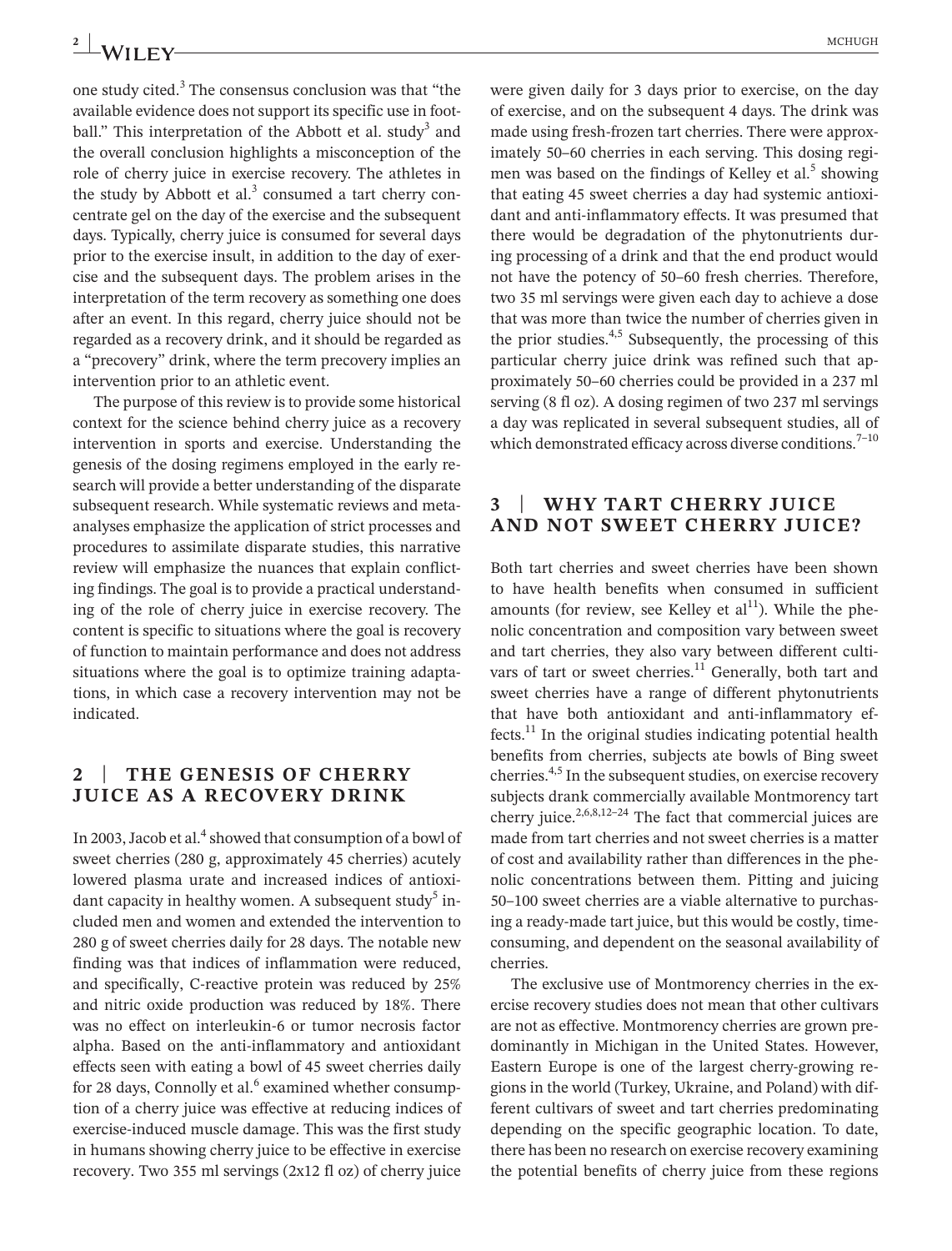one study cited.[3] The consensus conclusion was that "the available evidence does not support its specific use in football." This interpretation of the Abbott et al. study[3] and the overall conclusion highlights a misconception of the role of cherry juice in exercise recovery. The athletes in the study by Abbott et al.[3] consumed a tart cherry concentrate gel on the day of the exercise and the subsequent days. Typically, cherry juice is consumed for several days prior to the exercise insult, in addition to the day of exercise and the subsequent days. The problem arises in the interpretation of the term recovery as something one does after an event. In this regard, cherry juice should not be regarded as a recovery drink, and it should be regarded as a "precovery" drink, where the term precovery implies an intervention prior to an athletic event.

The purpose of this review is to provide some historical context for the science behind cherry juice as a recovery intervention in sports and exercise. Understanding the genesis of the dosing regimens employed in the early research will provide a better understanding of the disparate subsequent research. While systematic reviews and meta-analyses emphasize the application of strict processes and procedures to assimilate disparate studies, this narrative review will emphasize the nuances that explain conflicting findings. The goal is to provide a practical understanding of the role of cherry juice in exercise recovery. The content is specific to situations where the goal is recovery of function to maintain performance and does not address situations where the goal is to optimize training adaptations, in which case a recovery intervention may not be indicated.

## 2 | THE GENESIS OF CHERRY JUICE AS A RECOVERY DRINK

In 2003, Jacob et al.[4] showed that consumption of a bowl of sweet cherries (280 g, approximately 45 cherries) acutely lowered plasma urate and increased indices of antioxidant capacity in healthy women. A subsequent study[5] included men and women and extended the intervention to 280 g of sweet cherries daily for 28 days. The notable new finding was that indices of inflammation were reduced, and specifically, C-reactive protein was reduced by 25% and nitric oxide production was reduced by 18%. There was no effect on interleukin-6 or tumor necrosis factor alpha. Based on the anti-inflammatory and antioxidant effects seen with eating a bowl of 45 sweet cherries daily for 28 days, Connolly et al.[6] examined whether consumption of a cherry juice was effective at reducing indices of exercise-induced muscle damage. This was the first study in humans showing cherry juice to be effective in exercise recovery. Two 355 ml servings (2x12 fl oz) of cherry juice were given daily for 3 days prior to exercise, on the day of exercise, and on the subsequent 4 days. The drink was made using fresh-frozen tart cherries. There were approximately 50–60 cherries in each serving. This dosing regimen was based on the findings of Kelley et al.[5] showing that eating 45 sweet cherries a day had systemic antioxidant and anti-inflammatory effects. It was presumed that there would be degradation of the phytonutrients during processing of a drink and that the end product would not have the potency of 50–60 fresh cherries. Therefore, two 35 ml servings were given each day to achieve a dose that was more than twice the number of cherries given in the prior studies.[4,5] Subsequently, the processing of this particular cherry juice drink was refined such that approximately 50–60 cherries could be provided in a 237 ml serving (8 fl oz). A dosing regimen of two 237 ml servings a day was replicated in several subsequent studies, all of which demonstrated efficacy across diverse conditions.[7–10]

## 3 | WHY TART CHERRY JUICE AND NOT SWEET CHERRY JUICE?

Both tart cherries and sweet cherries have been shown to have health benefits when consumed in sufficient amounts (for review, see Kelley et al[11]). While the phenolic concentration and composition vary between sweet and tart cherries, they also vary between different cultivars of tart or sweet cherries.[11] Generally, both tart and sweet cherries have a range of different phytonutrients that have both antioxidant and anti-inflammatory effects.[11] In the original studies indicating potential health benefits from cherries, subjects ate bowls of Bing sweet cherries.[4,5] In the subsequent studies, on exercise recovery subjects drank commercially available Montmorency tart cherry juice.[2,6,8,12–24] The fact that commercial juices are made from tart cherries and not sweet cherries is a matter of cost and availability rather than differences in the phenolic concentrations between them. Pitting and juicing 50–100 sweet cherries are a viable alternative to purchasing a ready-made tart juice, but this would be costly, time-consuming, and dependent on the seasonal availability of cherries.

The exclusive use of Montmorency cherries in the exercise recovery studies does not mean that other cultivars are not as effective. Montmorency cherries are grown predominantly in Michigan in the United States. However, Eastern Europe is one of the largest cherry-growing regions in the world (Turkey, Ukraine, and Poland) with different cultivars of sweet and tart cherries predominating depending on the specific geographic location. To date, there has been no research on exercise recovery examining the potential benefits of cherry juice from these regions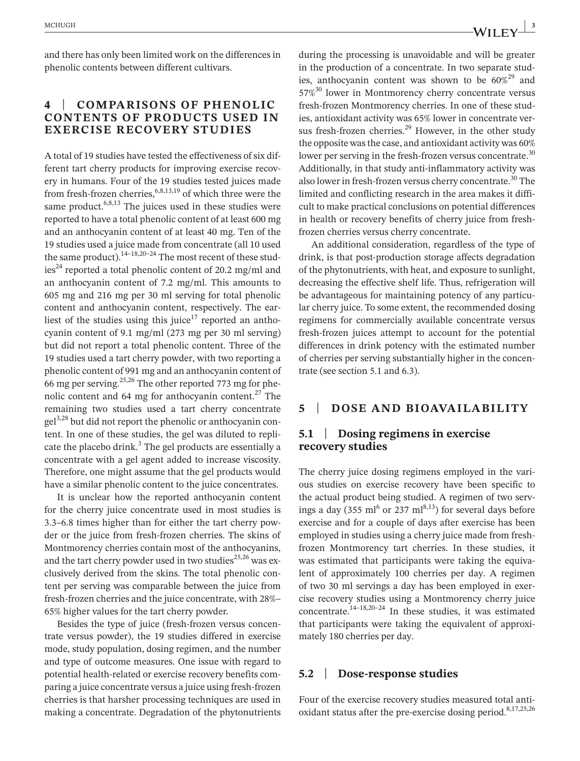and there has only been limited work on the differences in phenolic contents between different cultivars.

## 4 | COMPARISONS OF PHENOLIC CONTENTS OF PRODUCTS USED IN EXERCISE RECOVERY STUDIES

A total of 19 studies have tested the effectiveness of six different tart cherry products for improving exercise recovery in humans. Four of the 19 studies tested juices made from fresh-frozen cherries,[6,8,13,19] of which three were the same product.[6,8,13] The juices used in these studies were reported to have a total phenolic content of at least 600 mg and an anthocyanin content of at least 40 mg. Ten of the 19 studies used a juice made from concentrate (all 10 used the same product).[14–18,20–24] The most recent of these studies[24] reported a total phenolic content of 20.2 mg/ml and an anthocyanin content of 7.2 mg/ml. This amounts to 605 mg and 216 mg per 30 ml serving for total phenolic content and anthocyanin content, respectively. The earliest of the studies using this juice[17] reported an anthocyanin content of 9.1 mg/ml (273 mg per 30 ml serving) but did not report a total phenolic content. Three of the 19 studies used a tart cherry powder, with two reporting a phenolic content of 991 mg and an anthocyanin content of 66 mg per serving.[25,26] The other reported 773 mg for phenolic content and 64 mg for anthocyanin content.[27] The remaining two studies used a tart cherry concentrate gel[3,28] but did not report the phenolic or anthocyanin content. In one of these studies, the gel was diluted to replicate the placebo drink.[3] The gel products are essentially a concentrate with a gel agent added to increase viscosity. Therefore, one might assume that the gel products would have a similar phenolic content to the juice concentrates.

It is unclear how the reported anthocyanin content for the cherry juice concentrate used in most studies is 3.3–6.8 times higher than for either the tart cherry powder or the juice from fresh-frozen cherries. The skins of Montmorency cherries contain most of the anthocyanins, and the tart cherry powder used in two studies[25,26] was exclusively derived from the skins. The total phenolic content per serving was comparable between the juice from fresh-frozen cherries and the juice concentrate, with 28%–65% higher values for the tart cherry powder.

Besides the type of juice (fresh-frozen versus concentrate versus powder), the 19 studies differed in exercise mode, study population, dosing regimen, and the number and type of outcome measures. One issue with regard to potential health-related or exercise recovery benefits comparing a juice concentrate versus a juice using fresh-frozen cherries is that harsher processing techniques are used in making a concentrate. Degradation of the phytonutrients during the processing is unavoidable and will be greater in the production of a concentrate. In two separate studies, anthocyanin content was shown to be 60%[29] and 57%[30] lower in Montmorency cherry concentrate versus fresh-frozen Montmorency cherries. In one of these studies, antioxidant activity was 65% lower in concentrate versus fresh-frozen cherries.[29] However, in the other study the opposite was the case, and antioxidant activity was 60% lower per serving in the fresh-frozen versus concentrate.[30] Additionally, in that study anti-inflammatory activity was also lower in fresh-frozen versus cherry concentrate.[30] The limited and conflicting research in the area makes it difficult to make practical conclusions on potential differences in health or recovery benefits of cherry juice from fresh-frozen cherries versus cherry concentrate.

An additional consideration, regardless of the type of drink, is that post-production storage affects degradation of the phytonutrients, with heat, and exposure to sunlight, decreasing the effective shelf life. Thus, refrigeration will be advantageous for maintaining potency of any particular cherry juice. To some extent, the recommended dosing regimens for commercially available concentrate versus fresh-frozen juices attempt to account for the potential differences in drink potency with the estimated number of cherries per serving substantially higher in the concentrate (see section 5.1 and 6.3).

## 5 | DOSE AND BIOAVAILABILITY

### 5.1 | Dosing regimens in exercise recovery studies

The cherry juice dosing regimens employed in the various studies on exercise recovery have been specific to the actual product being studied. A regimen of two servings a day (355 ml[6] or 237 ml[8,13]) for several days before exercise and for a couple of days after exercise has been employed in studies using a cherry juice made from fresh-frozen Montmorency tart cherries. In these studies, it was estimated that participants were taking the equivalent of approximately 100 cherries per day. A regimen of two 30 ml servings a day has been employed in exercise recovery studies using a Montmorency cherry juice concentrate.[14–18,20–24] In these studies, it was estimated that participants were taking the equivalent of approximately 180 cherries per day.

### 5.2 | Dose-response studies

Four of the exercise recovery studies measured total antioxidant status after the pre-exercise dosing period.[8,17,25,26]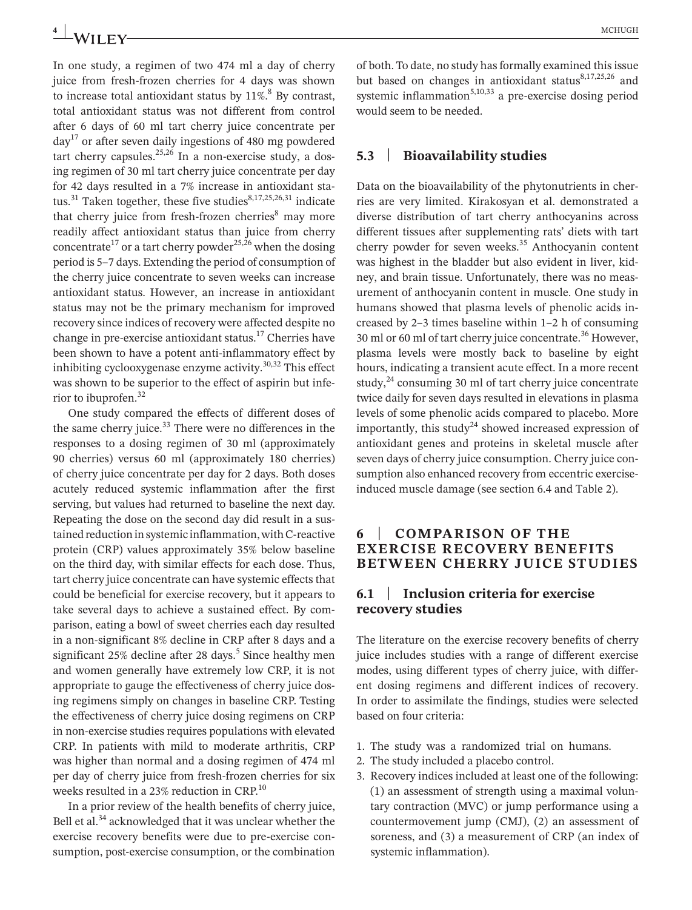In one study, a regimen of two 474 ml a day of cherry juice from fresh-frozen cherries for 4 days was shown to increase total antioxidant status by 11%.[8] By contrast, total antioxidant status was not different from control after 6 days of 60 ml tart cherry juice concentrate per day[17] or after seven daily ingestions of 480 mg powdered tart cherry capsules.[25,26] In a non-exercise study, a dosing regimen of 30 ml tart cherry juice concentrate per day for 42 days resulted in a 7% increase in antioxidant status.[31] Taken together, these five studies[8,17,25,26,31] indicate that cherry juice from fresh-frozen cherries[8] may more readily affect antioxidant status than juice from cherry concentrate[17] or a tart cherry powder[25,26] when the dosing period is 5–7 days. Extending the period of consumption of the cherry juice concentrate to seven weeks can increase antioxidant status. However, an increase in antioxidant status may not be the primary mechanism for improved recovery since indices of recovery were affected despite no change in pre-exercise antioxidant status.[17] Cherries have been shown to have a potent anti-inflammatory effect by inhibiting cyclooxygenase enzyme activity.[30,32] This effect was shown to be superior to the effect of aspirin but inferior to ibuprofen.[32]

One study compared the effects of different doses of the same cherry juice.[33] There were no differences in the responses to a dosing regimen of 30 ml (approximately 90 cherries) versus 60 ml (approximately 180 cherries) of cherry juice concentrate per day for 2 days. Both doses acutely reduced systemic inflammation after the first serving, but values had returned to baseline the next day. Repeating the dose on the second day did result in a sustained reduction in systemic inflammation, with C-reactive protein (CRP) values approximately 35% below baseline on the third day, with similar effects for each dose. Thus, tart cherry juice concentrate can have systemic effects that could be beneficial for exercise recovery, but it appears to take several days to achieve a sustained effect. By comparison, eating a bowl of sweet cherries each day resulted in a non-significant 8% decline in CRP after 8 days and a significant 25% decline after 28 days.[5] Since healthy men and women generally have extremely low CRP, it is not appropriate to gauge the effectiveness of cherry juice dosing regimens simply on changes in baseline CRP. Testing the effectiveness of cherry juice dosing regimens on CRP in non-exercise studies requires populations with elevated CRP. In patients with mild to moderate arthritis, CRP was higher than normal and a dosing regimen of 474 ml per day of cherry juice from fresh-frozen cherries for six weeks resulted in a 23% reduction in CRP.[10]

In a prior review of the health benefits of cherry juice, Bell et al.[34] acknowledged that it was unclear whether the exercise recovery benefits were due to pre-exercise consumption, post-exercise consumption, or the combination of both. To date, no study has formally examined this issue but based on changes in antioxidant status[8,17,25,26] and systemic inflammation[5,10,33] a pre-exercise dosing period would seem to be needed.

### 5.3 | Bioavailability studies

Data on the bioavailability of the phytonutrients in cherries are very limited. Kirakosyan et al. demonstrated a diverse distribution of tart cherry anthocyanins across different tissues after supplementing rats' diets with tart cherry powder for seven weeks.[35] Anthocyanin content was highest in the bladder but also evident in liver, kidney, and brain tissue. Unfortunately, there was no measurement of anthocyanin content in muscle. One study in humans showed that plasma levels of phenolic acids increased by 2–3 times baseline within 1–2 h of consuming 30 ml or 60 ml of tart cherry juice concentrate.[36] However, plasma levels were mostly back to baseline by eight hours, indicating a transient acute effect. In a more recent study,[24] consuming 30 ml of tart cherry juice concentrate twice daily for seven days resulted in elevations in plasma levels of some phenolic acids compared to placebo. More importantly, this study[24] showed increased expression of antioxidant genes and proteins in skeletal muscle after seven days of cherry juice consumption. Cherry juice consumption also enhanced recovery from eccentric exercise-induced muscle damage (see section 6.4 and Table 2).

## 6 | COMPARISON OF THE EXERCISE RECOVERY BENEFITS BETWEEN CHERRY JUICE STUDIES

### 6.1 | Inclusion criteria for exercise recovery studies

The literature on the exercise recovery benefits of cherry juice includes studies with a range of different exercise modes, using different types of cherry juice, with different dosing regimens and different indices of recovery. In order to assimilate the findings, studies were selected based on four criteria:

1. The study was a randomized trial on humans.
2. The study included a placebo control.
3. Recovery indices included at least one of the following: (1) an assessment of strength using a maximal voluntary contraction (MVC) or jump performance using a countermovement jump (CMJ), (2) an assessment of soreness, and (3) a measurement of CRP (an index of systemic inflammation).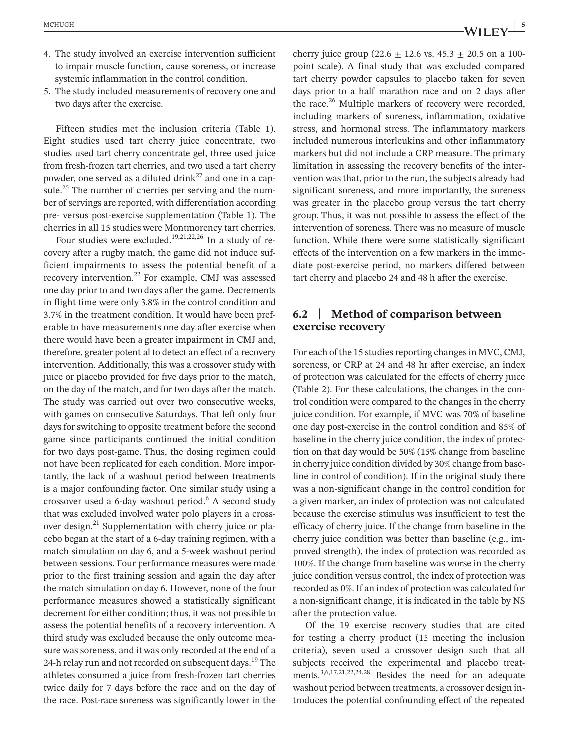4. The study involved an exercise intervention sufficient to impair muscle function, cause soreness, or increase systemic inflammation in the control condition.
5. The study included measurements of recovery one and two days after the exercise.

Fifteen studies met the inclusion criteria (Table 1). Eight studies used tart cherry juice concentrate, two studies used tart cherry concentrate gel, three used juice from fresh-frozen tart cherries, and two used a tart cherry powder, one served as a diluted drink[27] and one in a capsule.[25] The number of cherries per serving and the number of servings are reported, with differentiation according pre- versus post-exercise supplementation (Table 1). The cherries in all 15 studies were Montmorency tart cherries.

Four studies were excluded.[19,21,22,26] In a study of recovery after a rugby match, the game did not induce sufficient impairments to assess the potential benefit of a recovery intervention.[22] For example, CMJ was assessed one day prior to and two days after the game. Decrements in flight time were only 3.8% in the control condition and 3.7% in the treatment condition. It would have been preferable to have measurements one day after exercise when there would have been a greater impairment in CMJ and, therefore, greater potential to detect an effect of a recovery intervention. Additionally, this was a crossover study with juice or placebo provided for five days prior to the match, on the day of the match, and for two days after the match. The study was carried out over two consecutive weeks, with games on consecutive Saturdays. That left only four days for switching to opposite treatment before the second game since participants continued the initial condition for two days post-game. Thus, the dosing regimen could not have been replicated for each condition. More importantly, the lack of a washout period between treatments is a major confounding factor. One similar study using a crossover used a 6-day washout period.[6] A second study that was excluded involved water polo players in a crossover design.[21] Supplementation with cherry juice or placebo began at the start of a 6-day training regimen, with a match simulation on day 6, and a 5-week washout period between sessions. Four performance measures were made prior to the first training session and again the day after the match simulation on day 6. However, none of the four performance measures showed a statistically significant decrement for either condition; thus, it was not possible to assess the potential benefits of a recovery intervention. A third study was excluded because the only outcome measure was soreness, and it was only recorded at the end of a 24-h relay run and not recorded on subsequent days.[19] The athletes consumed a juice from fresh-frozen tart cherries twice daily for 7 days before the race and on the day of the race. Post-race soreness was significantly lower in the cherry juice group ($22.6 \pm 12.6$ vs. $45.3 \pm 20.5$ on a 100-point scale). A final study that was excluded compared tart cherry powder capsules to placebo taken for seven days prior to a half marathon race and on 2 days after the race.[26] Multiple markers of recovery were recorded, including markers of soreness, inflammation, oxidative stress, and hormonal stress. The inflammatory markers included numerous interleukins and other inflammatory markers but did not include a CRP measure. The primary limitation in assessing the recovery benefits of the intervention was that, prior to the run, the subjects already had significant soreness, and more importantly, the soreness was greater in the placebo group versus the tart cherry group. Thus, it was not possible to assess the effect of the intervention of soreness. There was no measure of muscle function. While there were some statistically significant effects of the intervention on a few markers in the immediate post-exercise period, no markers differed between tart cherry and placebo 24 and 48 h after the exercise.

## 6.2 | Method of comparison between exercise recovery

For each of the 15 studies reporting changes in MVC, CMJ, soreness, or CRP at 24 and 48 hr after exercise, an index of protection was calculated for the effects of cherry juice (Table 2). For these calculations, the changes in the control condition were compared to the changes in the cherry juice condition. For example, if MVC was 70% of baseline one day post-exercise in the control condition and 85% of baseline in the cherry juice condition, the index of protection on that day would be 50% (15% change from baseline in cherry juice condition divided by 30% change from baseline in control of condition). If in the original study there was a non-significant change in the control condition for a given marker, an index of protection was not calculated because the exercise stimulus was insufficient to test the efficacy of cherry juice. If the change from baseline in the cherry juice condition was better than baseline (e.g., improved strength), the index of protection was recorded as 100%. If the change from baseline was worse in the cherry juice condition versus control, the index of protection was recorded as 0%. If an index of protection was calculated for a non-significant change, it is indicated in the table by NS after the protection value.

Of the 19 exercise recovery studies that are cited for testing a cherry product (15 meeting the inclusion criteria), seven used a crossover design such that all subjects received the experimental and placebo treatments.[3,6,17,21,22,24,28] Besides the need for an adequate washout period between treatments, a crossover design introduces the potential confounding effect of the repeated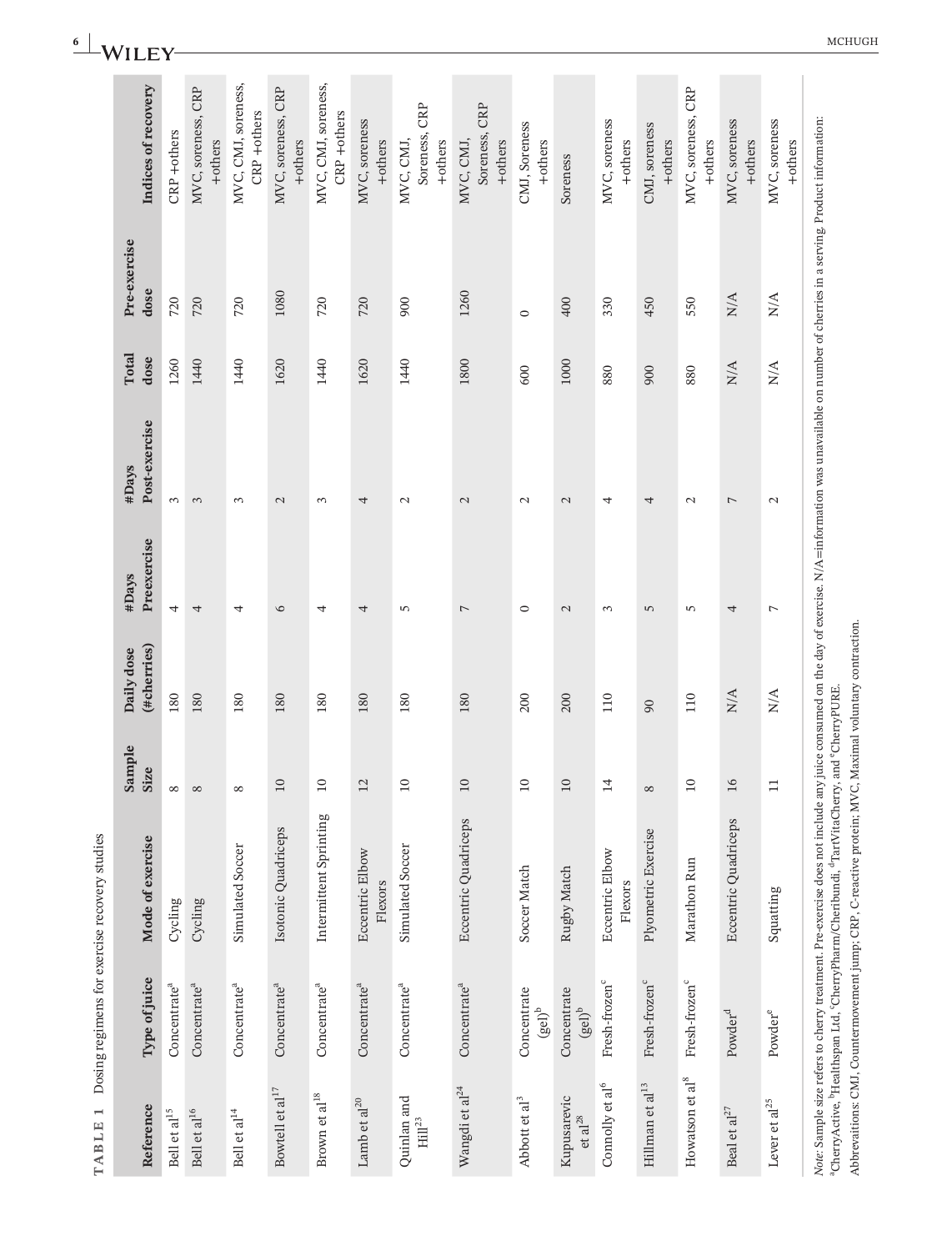**TABLE 1** Dosing regimens for exercise recovery studies

| Reference | Type of juice | Mode of exercise | Sample Size | Daily dose (#cherries) | #Days Preexercise | #Days Post-exercise | Total dose | Pre-exercise dose | Indices of recovery |
|---|---|---|---|---|---|---|---|---|---|
| Bell et al[15] | Concentrate[a] | Cycling | 8 | 180 | 4 | 3 | 1260 | 720 | CRP +others |
| Bell et al[16] | Concentrate[a] | Cycling | 8 | 180 | 4 | 3 | 1440 | 720 | MVC, soreness, CRP +others |
| Bell et al[14] | Concentrate[a] | Simulated Soccer | 8 | 180 | 4 | 3 | 1440 | 720 | MVC, CMJ, soreness, CRP +others |
| Bowtell et al[17] | Concentrate[a] | Isotonic Quadriceps | 10 | 180 | 6 | 2 | 1620 | 1080 | MVC, soreness, CRP +others |
| Brown et al[18] | Concentrate[a] | Intermittent Sprinting | 10 | 180 | 4 | 3 | 1440 | 720 | MVC, CMJ, soreness, CRP +others |
| Lamb et al[20] | Concentrate[a] | Eccentric Elbow Flexors | 12 | 180 | 4 | 4 | 1620 | 720 | MVC, soreness +others |
| Quinlan and Hill[23] | Concentrate[a] | Simulated Soccer | 10 | 180 | 5 | 2 | 1440 | 900 | MVC, CMJ, Soreness, CRP +others |
| Wangdi et al[24] | Concentrate[a] | Eccentric Quadriceps | 10 | 180 | 7 | 2 | 1800 | 1260 | MVC, CMJ, Soreness, CRP +others |
| Abbott et al[3] | Concentrate (gel)[b] | Soccer Match | 10 | 200 | 0 | 2 | 600 | 0 | CMJ, Soreness +others |
| Kupusarevic et al[28] | Concentrate (gel)[b] | Rugby Match | 10 | 200 | 2 | 2 | 1000 | 400 | Soreness |
| Connolly et al[6] | Fresh-frozen[c] | Eccentric Elbow Flexors | 14 | 110 | 3 | 4 | 880 | 330 | MVC, soreness +others |
| Hillman et al[13] | Fresh-frozen[c] | Plyometric Exercise | 8 | 90 | 5 | 4 | 900 | 450 | CMJ, soreness +others |
| Howatson et al[8] | Fresh-frozen[c] | Marathon Run | 10 | 110 | 5 | 2 | 880 | 550 | MVC, soreness, CRP +others |
| Beal et al[27] | Powder[d] | Eccentric Quadriceps | 16 | N/A | 4 | 7 | N/A | N/A | MVC, soreness +others |
| Lever et al[25] | Powder[e] | Squatting | 11 | N/A | 7 | 2 | N/A | N/A | MVC, soreness +others |

*Note*: Sample size refers to cherry treatment. Pre-exercise does not include any juice consumed on the day of exercise. N/A=information was unavailable on number of cherries in a serving. Product information:
[a]CherryActive, [b]Healthspan Ltd, [c]CherryPharm/Cheribundi, [d]TartVitaCherry, and [e]CherryPURE.

Abbrevaitions: CMJ, Countermovement jump; CRP, C-reactive protein; MVC, Maximal voluntary contraction.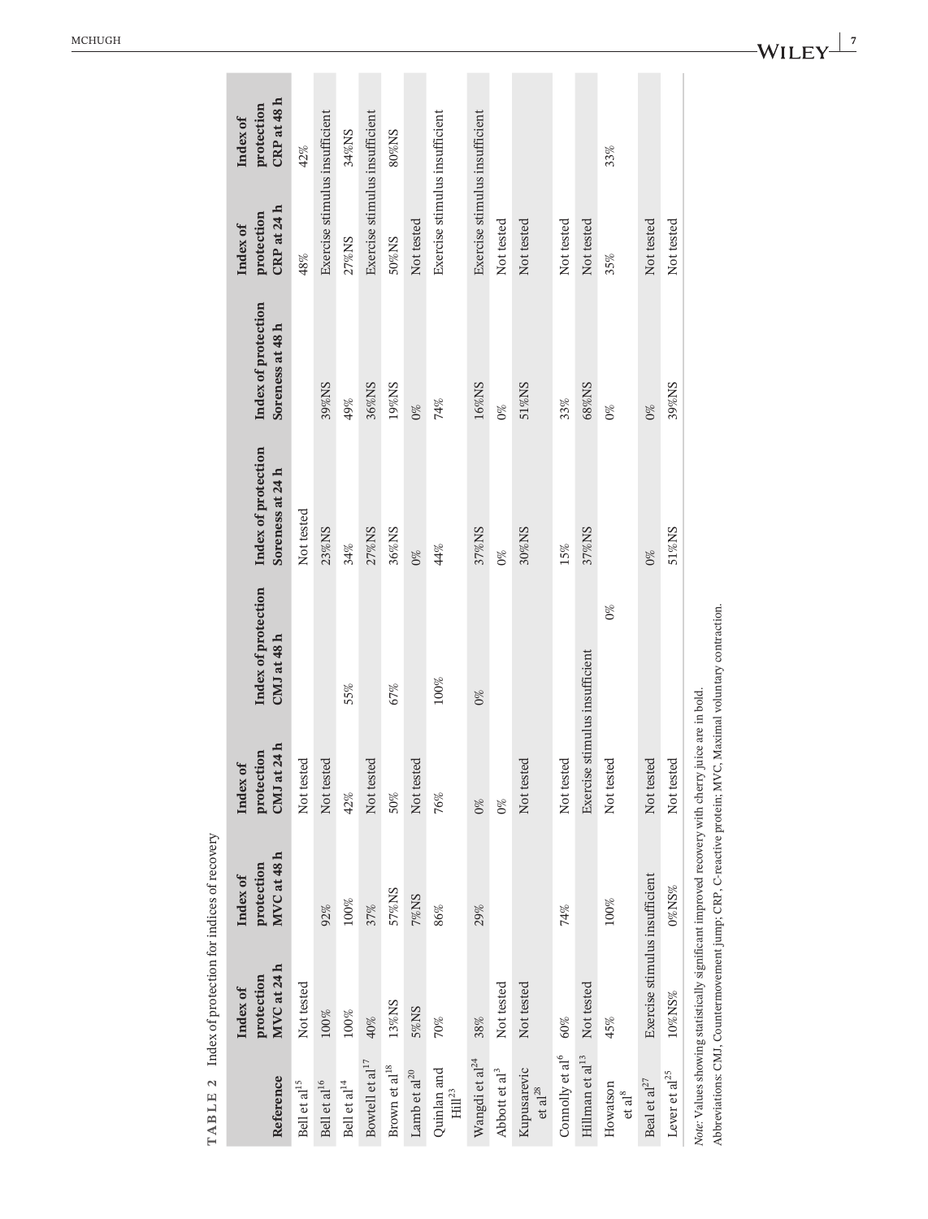**TABLE 2** Index of protection for indices of recovery

| Reference | Index of protection MVC at 24 h | Index of protection MVC at 48 h | Index of protection CMJ at 24 h | Index of protection CMJ at 48 h | Index of protection Soreness at 24 h | Index of protection Soreness at 48 h | Index of protection CRP at 24 h | Index of protection CRP at 48 h |
|---|---|---|---|---|---|---|---|---|
| Bell et al[15] | Not tested | | Not tested | | Not tested | | 48% | 42% |
| Bell et al[16] | 100% | 92% | Not tested | | 23%NS | 39%NS | Exercise stimulus insufficient | |
| Bell et al[14] | 100% | 100% | 42% | 55% | 34% | 49% | 27%NS | 34%NS |
| Bowtell et al[17] | 40% | 37% | Not tested | | 27%NS | 36%NS | Exercise stimulus insufficient | |
| Brown et al[18] | 13%NS | 57%NS | 50% | 67% | 36%NS | 19%NS | 50%NS | 80%NS |
| Lamb et al[20] | 5%NS | 7%NS | Not tested | | 0% | 0% | Not tested | |
| Quinlan and Hill[23] | 70% | 86% | 76% | 100% | 44% | 74% | Exercise stimulus insufficient | |
| Wangdi et al[24] | 38% | 29% | 0% | 0% | 37%NS | 16%NS | Exercise stimulus insufficient | |
| Abbott et al[3] | Not tested | | 0% | | 0% | 0% | Not tested | |
| Kupusarevic et al[28] | Not tested | | Not tested | | 30%NS | 51%NS | Not tested | |
| Connolly et al[6] | 60% | 74% | Not tested | | 15% | 33% | Not tested | |
| Hillman et al[13] | Not tested | | Exercise stimulus insufficient | | 37%NS | 68%NS | Not tested | |
| Howatson et al[8] | 45% | 100% | Not tested | | 0% | 0% | 35% | 33% |
| Beal et al[27] | Exercise stimulus insufficient | | Not tested | | 0% | 0% | Not tested | |
| Lever et al[25] | 10%NS% | 0%NS% | Not tested | | 51%NS | 39%NS | Not tested | |

*Note:* Values showing statistically significant improved recovery with cherry juice are in bold.

Abbreviations: CMJ, Countermovement jump; CRP, C-reactive protein; MVC, Maximal voluntary contraction.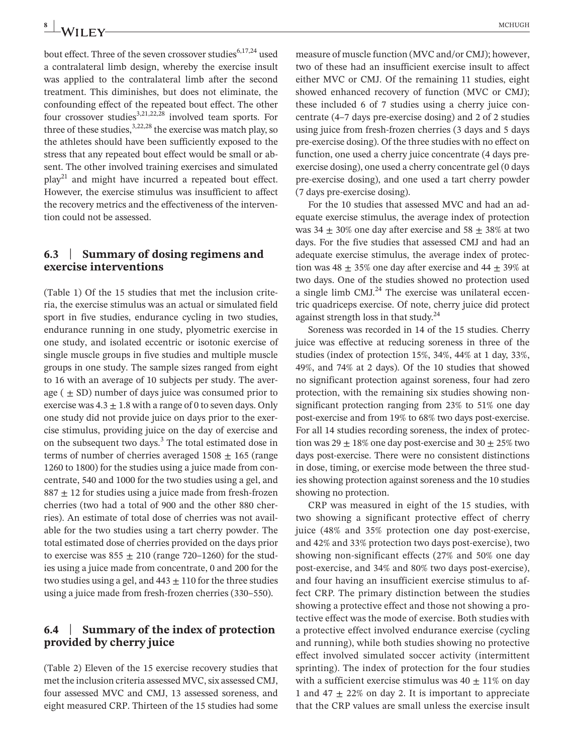bout effect. Three of the seven crossover studies[6,17,24] used a contralateral limb design, whereby the exercise insult was applied to the contralateral limb after the second treatment. This diminishes, but does not eliminate, the confounding effect of the repeated bout effect. The other four crossover studies[3,21,22,28] involved team sports. For three of these studies,[3,22,28] the exercise was match play, so the athletes should have been sufficiently exposed to the stress that any repeated bout effect would be small or absent. The other involved training exercises and simulated play[21] and might have incurred a repeated bout effect. However, the exercise stimulus was insufficient to affect the recovery metrics and the effectiveness of the intervention could not be assessed.

### 6.3 | Summary of dosing regimens and exercise interventions

(Table 1) Of the 15 studies that met the inclusion criteria, the exercise stimulus was an actual or simulated field sport in five studies, endurance cycling in two studies, endurance running in one study, plyometric exercise in one study, and isolated eccentric or isotonic exercise of single muscle groups in five studies and multiple muscle groups in one study. The sample sizes ranged from eight to 16 with an average of 10 subjects per study. The average ( $\pm$ SD) number of days juice was consumed prior to exercise was $4.3 \pm 1.8$ with a range of 0 to seven days. Only one study did not provide juice on days prior to the exercise stimulus, providing juice on the day of exercise and on the subsequent two days.[3] The total estimated dose in terms of number of cherries averaged $1508 \pm 165$ (range 1260 to 1800) for the studies using a juice made from concentrate, 540 and 1000 for the two studies using a gel, and $887 \pm 12$ for studies using a juice made from fresh-frozen cherries (two had a total of 900 and the other 880 cherries). An estimate of total dose of cherries was not available for the two studies using a tart cherry powder. The total estimated dose of cherries provided on the days prior to exercise was $855 \pm 210$ (range 720–1260) for the studies using a juice made from concentrate, 0 and 200 for the two studies using a gel, and $443 \pm 110$ for the three studies using a juice made from fresh-frozen cherries (330–550).

### 6.4 | Summary of the index of protection provided by cherry juice

(Table 2) Eleven of the 15 exercise recovery studies that met the inclusion criteria assessed MVC, six assessed CMJ, four assessed MVC and CMJ, 13 assessed soreness, and eight measured CRP. Thirteen of the 15 studies had some measure of muscle function (MVC and/or CMJ); however, two of these had an insufficient exercise insult to affect either MVC or CMJ. Of the remaining 11 studies, eight showed enhanced recovery of function (MVC or CMJ); these included 6 of 7 studies using a cherry juice concentrate (4–7 days pre-exercise dosing) and 2 of 2 studies using juice from fresh-frozen cherries (3 days and 5 days pre-exercise dosing). Of the three studies with no effect on function, one used a cherry juice concentrate (4 days pre-exercise dosing), one used a cherry concentrate gel (0 days pre-exercise dosing), and one used a tart cherry powder (7 days pre-exercise dosing).

For the 10 studies that assessed MVC and had an adequate exercise stimulus, the average index of protection was $34 \pm 30\%$ one day after exercise and $58 \pm 38\%$ at two days. For the five studies that assessed CMJ and had an adequate exercise stimulus, the average index of protection was $48 \pm 35\%$ one day after exercise and $44 \pm 39\%$ at two days. One of the studies showed no protection used a single limb CMJ.[24] The exercise was unilateral eccentric quadriceps exercise. Of note, cherry juice did protect against strength loss in that study.[24]

Soreness was recorded in 14 of the 15 studies. Cherry juice was effective at reducing soreness in three of the studies (index of protection 15%, 34%, 44% at 1 day, 33%, 49%, and 74% at 2 days). Of the 10 studies that showed no significant protection against soreness, four had zero protection, with the remaining six studies showing non-significant protection ranging from 23% to 51% one day post-exercise and from 19% to 68% two days post-exercise. For all 14 studies recording soreness, the index of protection was $29 \pm 18\%$ one day post-exercise and $30 \pm 25\%$ two days post-exercise. There were no consistent distinctions in dose, timing, or exercise mode between the three studies showing protection against soreness and the 10 studies showing no protection.

CRP was measured in eight of the 15 studies, with two showing a significant protective effect of cherry juice (48% and 35% protection one day post-exercise, and 42% and 33% protection two days post-exercise), two showing non-significant effects (27% and 50% one day post-exercise, and 34% and 80% two days post-exercise), and four having an insufficient exercise stimulus to affect CRP. The primary distinction between the studies showing a protective effect and those not showing a protective effect was the mode of exercise. Both studies with a protective effect involved endurance exercise (cycling and running), while both studies showing no protective effect involved simulated soccer activity (intermittent sprinting). The index of protection for the four studies with a sufficient exercise stimulus was $40 \pm 11\%$ on day 1 and $47 \pm 22\%$ on day 2. It is important to appreciate that the CRP values are small unless the exercise insult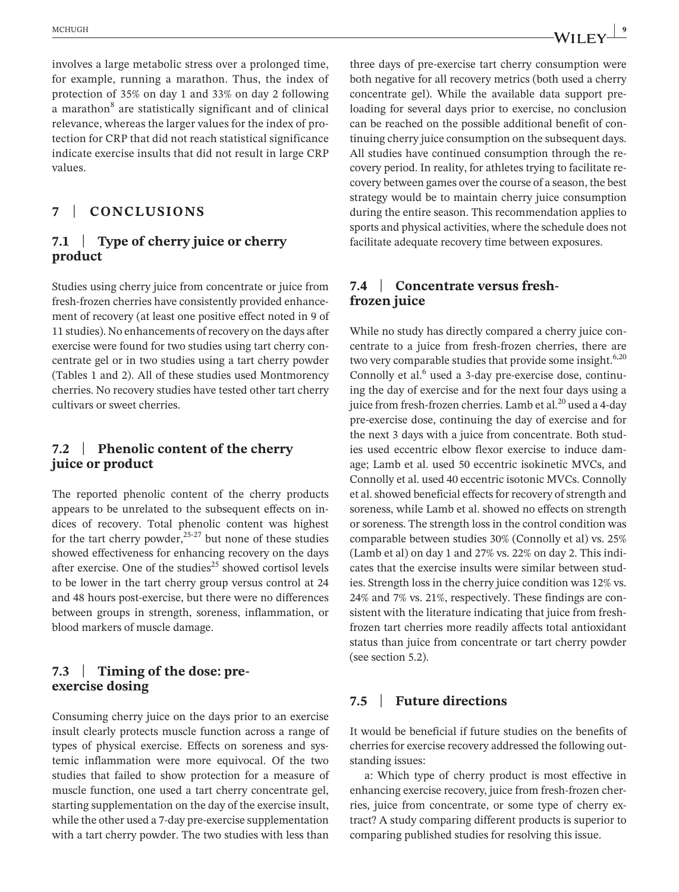involves a large metabolic stress over a prolonged time, for example, running a marathon. Thus, the index of protection of 35% on day 1 and 33% on day 2 following a marathon[8] are statistically significant and of clinical relevance, whereas the larger values for the index of protection for CRP that did not reach statistical significance indicate exercise insults that did not result in large CRP values.

## 7 | CONCLUSIONS

### 7.1 | Type of cherry juice or cherry product

Studies using cherry juice from concentrate or juice from fresh-frozen cherries have consistently provided enhancement of recovery (at least one positive effect noted in 9 of 11 studies). No enhancements of recovery on the days after exercise were found for two studies using tart cherry concentrate gel or in two studies using a tart cherry powder (Tables 1 and 2). All of these studies used Montmorency cherries. No recovery studies have tested other tart cherry cultivars or sweet cherries.

### 7.2 | Phenolic content of the cherry juice or product

The reported phenolic content of the cherry products appears to be unrelated to the subsequent effects on indices of recovery. Total phenolic content was highest for the tart cherry powder,[25-27] but none of these studies showed effectiveness for enhancing recovery on the days after exercise. One of the studies[25] showed cortisol levels to be lower in the tart cherry group versus control at 24 and 48 hours post-exercise, but there were no differences between groups in strength, soreness, inflammation, or blood markers of muscle damage.

### 7.3 | Timing of the dose: pre-exercise dosing

Consuming cherry juice on the days prior to an exercise insult clearly protects muscle function across a range of types of physical exercise. Effects on soreness and systemic inflammation were more equivocal. Of the two studies that failed to show protection for a measure of muscle function, one used a tart cherry concentrate gel, starting supplementation on the day of the exercise insult, while the other used a 7-day pre-exercise supplementation with a tart cherry powder. The two studies with less than three days of pre-exercise tart cherry consumption were both negative for all recovery metrics (both used a cherry concentrate gel). While the available data support pre-loading for several days prior to exercise, no conclusion can be reached on the possible additional benefit of continuing cherry juice consumption on the subsequent days. All studies have continued consumption through the recovery period. In reality, for athletes trying to facilitate recovery between games over the course of a season, the best strategy would be to maintain cherry juice consumption during the entire season. This recommendation applies to sports and physical activities, where the schedule does not facilitate adequate recovery time between exposures.

### 7.4 | Concentrate versus fresh-frozen juice

While no study has directly compared a cherry juice concentrate to a juice from fresh-frozen cherries, there are two very comparable studies that provide some insight.[6,20] Connolly et al.[6] used a 3-day pre-exercise dose, continuing the day of exercise and for the next four days using a juice from fresh-frozen cherries. Lamb et al.[20] used a 4-day pre-exercise dose, continuing the day of exercise and for the next 3 days with a juice from concentrate. Both studies used eccentric elbow flexor exercise to induce damage; Lamb et al. used 50 eccentric isokinetic MVCs, and Connolly et al. used 40 eccentric isotonic MVCs. Connolly et al. showed beneficial effects for recovery of strength and soreness, while Lamb et al. showed no effects on strength or soreness. The strength loss in the control condition was comparable between studies 30% (Connolly et al) vs. 25% (Lamb et al) on day 1 and 27% vs. 22% on day 2. This indicates that the exercise insults were similar between studies. Strength loss in the cherry juice condition was 12% vs. 24% and 7% vs. 21%, respectively. These findings are consistent with the literature indicating that juice from fresh-frozen tart cherries more readily affects total antioxidant status than juice from concentrate or tart cherry powder (see section 5.2).

### 7.5 | Future directions

It would be beneficial if future studies on the benefits of cherries for exercise recovery addressed the following outstanding issues:

a: Which type of cherry product is most effective in enhancing exercise recovery, juice from fresh-frozen cherries, juice from concentrate, or some type of cherry extract? A study comparing different products is superior to comparing published studies for resolving this issue.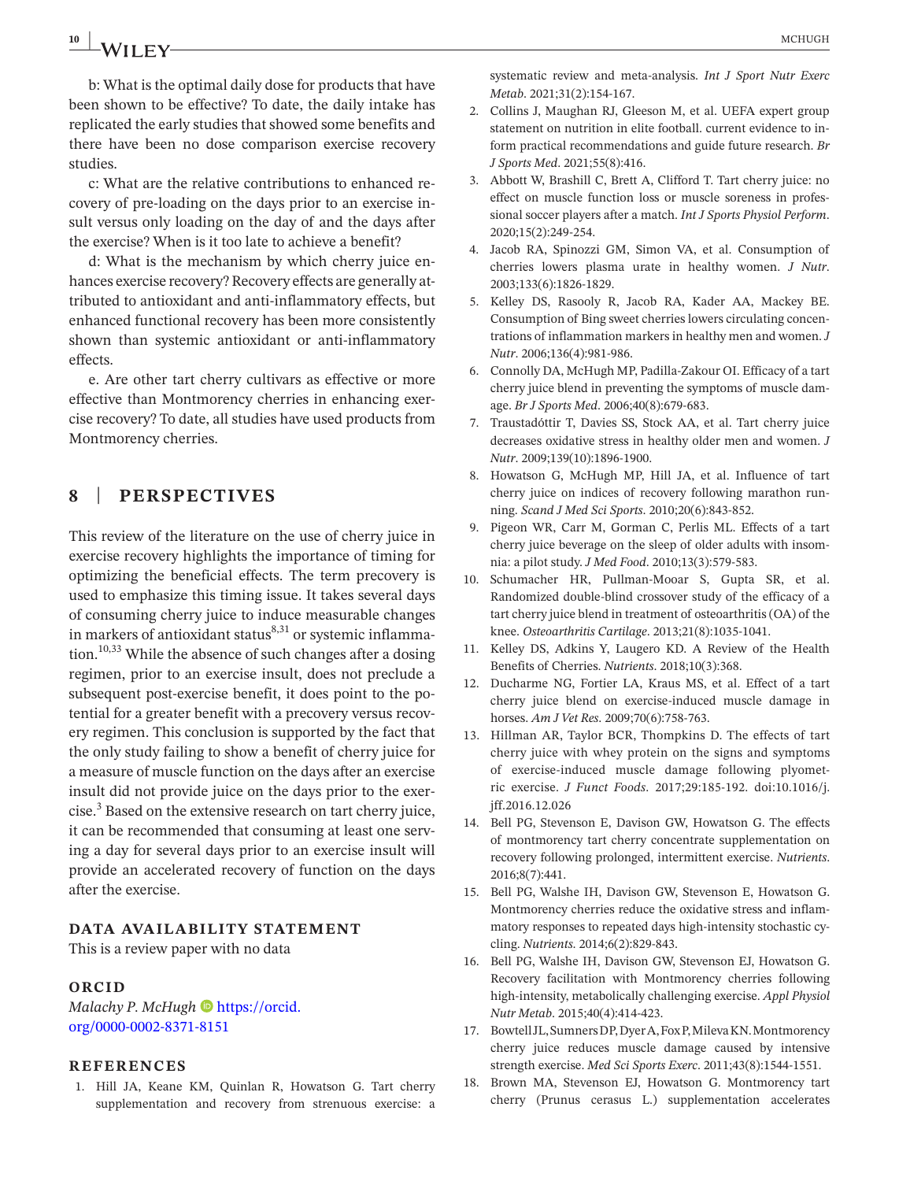b: What is the optimal daily dose for products that have been shown to be effective? To date, the daily intake has replicated the early studies that showed some benefits and there have been no dose comparison exercise recovery studies.

c: What are the relative contributions to enhanced recovery of pre-loading on the days prior to an exercise insult versus only loading on the day of and the days after the exercise? When is it too late to achieve a benefit?

d: What is the mechanism by which cherry juice enhances exercise recovery? Recovery effects are generally attributed to antioxidant and anti-inflammatory effects, but enhanced functional recovery has been more consistently shown than systemic antioxidant or anti-inflammatory effects.

e. Are other tart cherry cultivars as effective or more effective than Montmorency cherries in enhancing exercise recovery? To date, all studies have used products from Montmorency cherries.

## 8 | PERSPECTIVES

This review of the literature on the use of cherry juice in exercise recovery highlights the importance of timing for optimizing the beneficial effects. The term precovery is used to emphasize this timing issue. It takes several days of consuming cherry juice to induce measurable changes in markers of antioxidant status[8,31] or systemic inflammation.[10,33] While the absence of such changes after a dosing regimen, prior to an exercise insult, does not preclude a subsequent post-exercise benefit, it does point to the potential for a greater benefit with a precovery versus recovery regimen. This conclusion is supported by the fact that the only study failing to show a benefit of cherry juice for a measure of muscle function on the days after an exercise insult did not provide juice on the days prior to the exercise.[3] Based on the extensive research on tart cherry juice, it can be recommended that consuming at least one serving a day for several days prior to an exercise insult will provide an accelerated recovery of function on the days after the exercise.

### DATA AVAILABILITY STATEMENT

This is a review paper with no data

### ORCID

*Malachy P. McHugh* https://orcid.org/0000-0002-8371-8151

### REFERENCES

1. Hill JA, Keane KM, Quinlan R, Howatson G. Tart cherry supplementation and recovery from strenuous exercise: a systematic review and meta-analysis. *Int J Sport Nutr Exerc Metab*. 2021;31(2):154-167.
2. Collins J, Maughan RJ, Gleeson M, et al. UEFA expert group statement on nutrition in elite football. current evidence to inform practical recommendations and guide future research. *Br J Sports Med*. 2021;55(8):416.
3. Abbott W, Brashill C, Brett A, Clifford T. Tart cherry juice: no effect on muscle function loss or muscle soreness in professional soccer players after a match. *Int J Sports Physiol Perform*. 2020;15(2):249-254.
4. Jacob RA, Spinozzi GM, Simon VA, et al. Consumption of cherries lowers plasma urate in healthy women. *J Nutr*. 2003;133(6):1826-1829.
5. Kelley DS, Rasooly R, Jacob RA, Kader AA, Mackey BE. Consumption of Bing sweet cherries lowers circulating concentrations of inflammation markers in healthy men and women. *J Nutr*. 2006;136(4):981-986.
6. Connolly DA, McHugh MP, Padilla-Zakour OI. Efficacy of a tart cherry juice blend in preventing the symptoms of muscle damage. *Br J Sports Med*. 2006;40(8):679-683.
7. Traustadóttir T, Davies SS, Stock AA, et al. Tart cherry juice decreases oxidative stress in healthy older men and women. *J Nutr*. 2009;139(10):1896-1900.
8. Howatson G, McHugh MP, Hill JA, et al. Influence of tart cherry juice on indices of recovery following marathon running. *Scand J Med Sci Sports*. 2010;20(6):843-852.
9. Pigeon WR, Carr M, Gorman C, Perlis ML. Effects of a tart cherry juice beverage on the sleep of older adults with insomnia: a pilot study. *J Med Food*. 2010;13(3):579-583.
10. Schumacher HR, Pullman-Mooar S, Gupta SR, et al. Randomized double-blind crossover study of the efficacy of a tart cherry juice blend in treatment of osteoarthritis (OA) of the knee. *Osteoarthritis Cartilage*. 2013;21(8):1035-1041.
11. Kelley DS, Adkins Y, Laugero KD. A Review of the Health Benefits of Cherries. *Nutrients*. 2018;10(3):368.
12. Ducharme NG, Fortier LA, Kraus MS, et al. Effect of a tart cherry juice blend on exercise-induced muscle damage in horses. *Am J Vet Res*. 2009;70(6):758-763.
13. Hillman AR, Taylor BCR, Thompkins D. The effects of tart cherry juice with whey protein on the signs and symptoms of exercise-induced muscle damage following plyometric exercise. *J Funct Foods*. 2017;29:185-192. doi:10.1016/j.jff.2016.12.026
14. Bell PG, Stevenson E, Davison GW, Howatson G. The effects of montmorency tart cherry concentrate supplementation on recovery following prolonged, intermittent exercise. *Nutrients*. 2016;8(7):441.
15. Bell PG, Walshe IH, Davison GW, Stevenson E, Howatson G. Montmorency cherries reduce the oxidative stress and inflammatory responses to repeated days high-intensity stochastic cycling. *Nutrients*. 2014;6(2):829-843.
16. Bell PG, Walshe IH, Davison GW, Stevenson EJ, Howatson G. Recovery facilitation with Montmorency cherries following high-intensity, metabolically challenging exercise. *Appl Physiol Nutr Metab*. 2015;40(4):414-423.
17. Bowtell JL, Sumners DP, Dyer A, Fox P, Mileva KN. Montmorency cherry juice reduces muscle damage caused by intensive strength exercise. *Med Sci Sports Exerc*. 2011;43(8):1544-1551.
18. Brown MA, Stevenson EJ, Howatson G. Montmorency tart cherry (Prunus cerasus L.) supplementation accelerates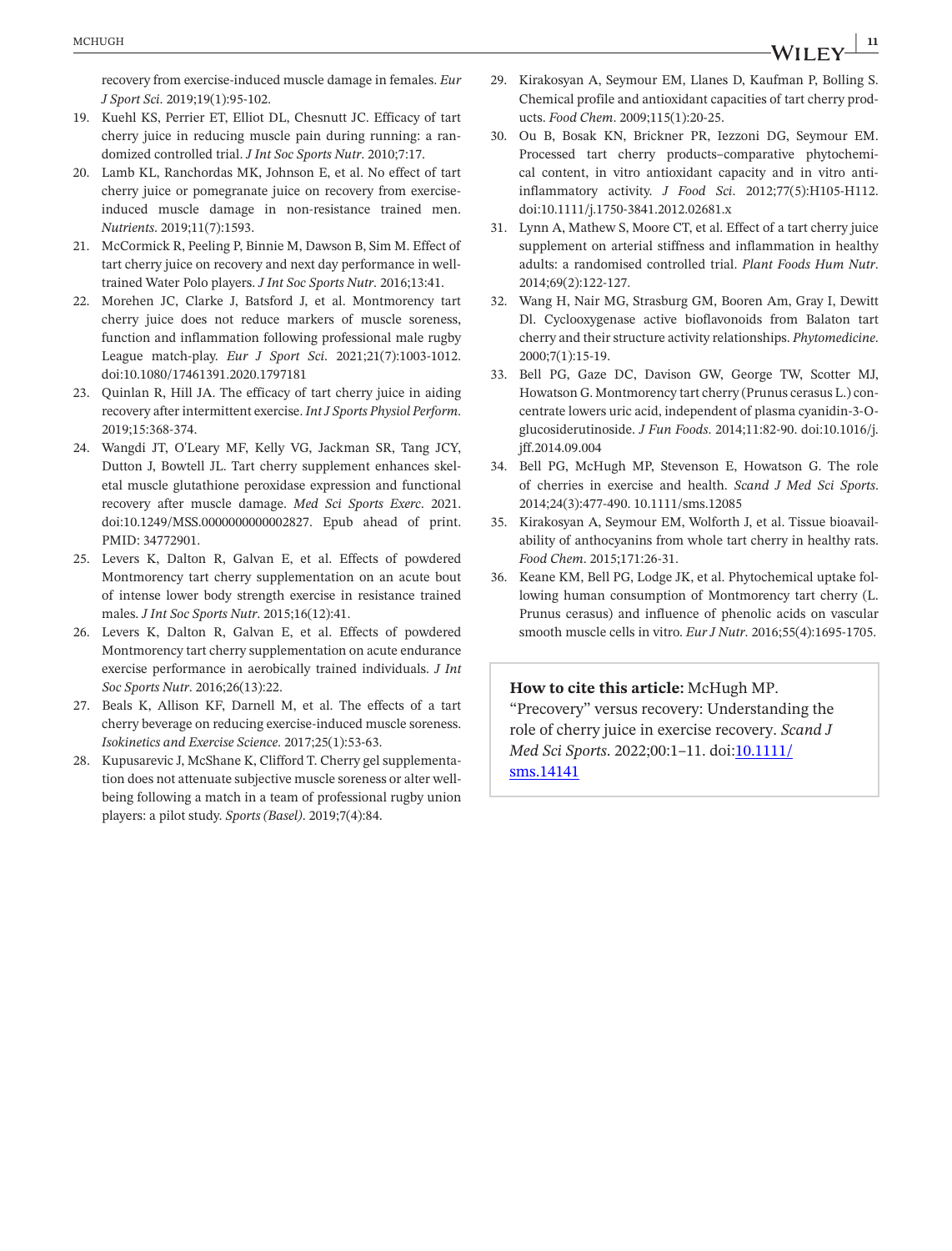recovery from exercise-induced muscle damage in females. *Eur J Sport Sci*. 2019;19(1):95-102.

19. Kuehl KS, Perrier ET, Elliot DL, Chesnutt JC. Efficacy of tart cherry juice in reducing muscle pain during running: a randomized controlled trial. *J Int Soc Sports Nutr*. 2010;7:17.
20. Lamb KL, Ranchordas MK, Johnson E, et al. No effect of tart cherry juice or pomegranate juice on recovery from exercise-induced muscle damage in non-resistance trained men. *Nutrients*. 2019;11(7):1593.
21. McCormick R, Peeling P, Binnie M, Dawson B, Sim M. Effect of tart cherry juice on recovery and next day performance in well-trained Water Polo players. *J Int Soc Sports Nutr*. 2016;13:41.
22. Morehen JC, Clarke J, Batsford J, et al. Montmorency tart cherry juice does not reduce markers of muscle soreness, function and inflammation following professional male rugby League match-play. *Eur J Sport Sci*. 2021;21(7):1003-1012. doi:10.1080/17461391.2020.1797181
23. Quinlan R, Hill JA. The efficacy of tart cherry juice in aiding recovery after intermittent exercise. *Int J Sports Physiol Perform*. 2019;15:368-374.
24. Wangdi JT, O'Leary MF, Kelly VG, Jackman SR, Tang JCY, Dutton J, Bowtell JL. Tart cherry supplement enhances skeletal muscle glutathione peroxidase expression and functional recovery after muscle damage. *Med Sci Sports Exerc*. 2021. doi:10.1249/MSS.0000000000002827. Epub ahead of print. PMID: 34772901.
25. Levers K, Dalton R, Galvan E, et al. Effects of powdered Montmorency tart cherry supplementation on an acute bout of intense lower body strength exercise in resistance trained males. *J Int Soc Sports Nutr*. 2015;16(12):41.
26. Levers K, Dalton R, Galvan E, et al. Effects of powdered Montmorency tart cherry supplementation on acute endurance exercise performance in aerobically trained individuals. *J Int Soc Sports Nutr*. 2016;26(13):22.
27. Beals K, Allison KF, Darnell M, et al. The effects of a tart cherry beverage on reducing exercise-induced muscle soreness. *Isokinetics and Exercise Science*. 2017;25(1):53-63.
28. Kupusarevic J, McShane K, Clifford T. Cherry gel supplementation does not attenuate subjective muscle soreness or alter wellbeing following a match in a team of professional rugby union players: a pilot study. *Sports (Basel)*. 2019;7(4):84.
29. Kirakosyan A, Seymour EM, Llanes D, Kaufman P, Bolling S. Chemical profile and antioxidant capacities of tart cherry products. *Food Chem*. 2009;115(1):20-25.
30. Ou B, Bosak KN, Brickner PR, Iezzoni DG, Seymour EM. Processed tart cherry products–comparative phytochemical content, in vitro antioxidant capacity and in vitro anti-inflammatory activity. *J Food Sci*. 2012;77(5):H105-H112. doi:10.1111/j.1750-3841.2012.02681.x
31. Lynn A, Mathew S, Moore CT, et al. Effect of a tart cherry juice supplement on arterial stiffness and inflammation in healthy adults: a randomised controlled trial. *Plant Foods Hum Nutr*. 2014;69(2):122-127.
32. Wang H, Nair MG, Strasburg GM, Booren Am, Gray I, Dewitt Dl. Cyclooxygenase active bioflavonoids from Balaton tart cherry and their structure activity relationships. *Phytomedicine*. 2000;7(1):15-19.
33. Bell PG, Gaze DC, Davison GW, George TW, Scotter MJ, Howatson G. Montmorency tart cherry (Prunus cerasus L.) concentrate lowers uric acid, independent of plasma cyanidin-3-O-glucosiderutinoside. *J Fun Foods*. 2014;11:82-90. doi:10.1016/j.jff.2014.09.004
34. Bell PG, McHugh MP, Stevenson E, Howatson G. The role of cherries in exercise and health. *Scand J Med Sci Sports*. 2014;24(3):477-490. 10.1111/sms.12085
35. Kirakosyan A, Seymour EM, Wolforth J, et al. Tissue bioavailability of anthocyanins from whole tart cherry in healthy rats. *Food Chem*. 2015;171:26-31.
36. Keane KM, Bell PG, Lodge JK, et al. Phytochemical uptake following human consumption of Montmorency tart cherry (L. Prunus cerasus) and influence of phenolic acids on vascular smooth muscle cells in vitro. *Eur J Nutr*. 2016;55(4):1695-1705.

**How to cite this article:** McHugh MP. "Precovery" versus recovery: Understanding the role of cherry juice in exercise recovery. *Scand J Med Sci Sports*. 2022;00:1–11. doi:10.1111/sms.14141